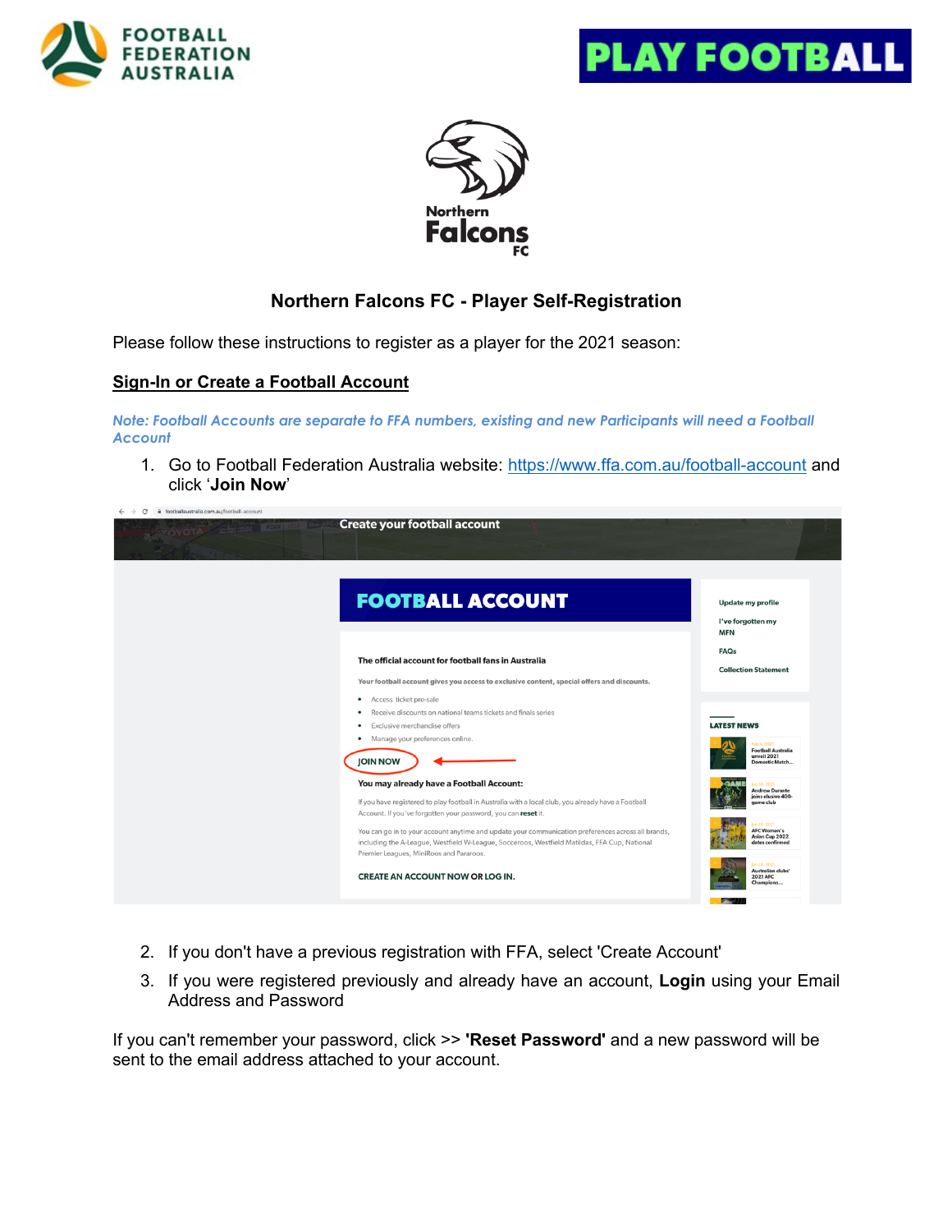# Northern Falcons FC - Player Self-Registration

Please follow these instructions to register as a player for the 2021 season:

## Sign-In or Create a Football Account

*Note: Football Accounts are separate to FFA numbers, existing and new Participants will need a Football Account*

1. Go to Football Federation Australia website: https://www.ffa.com.au/football-account and click '**Join Now**'

2. If you don't have a previous registration with FFA, select 'Create Account'
3. If you were registered previously and already have an account, **Login** using your Email Address and Password

If you can't remember your password, click >> **'Reset Password'** and a new password will be sent to the email address attached to your account.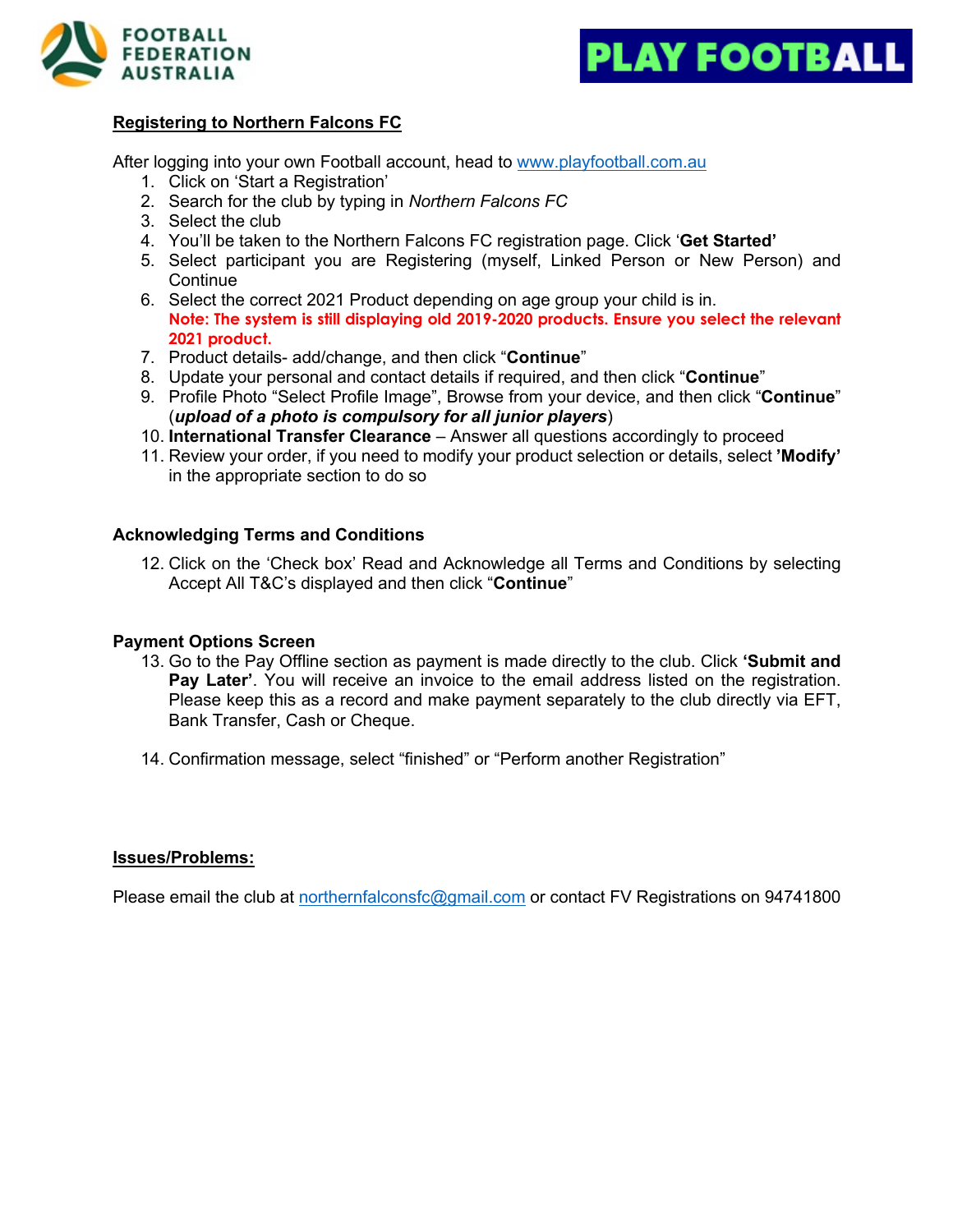FOOTBALL FEDERATION AUSTRALIA

PLAY FOOTBALL

## Registering to Northern Falcons FC

After logging into your own Football account, head to www.playfootball.com.au

1. Click on 'Start a Registration'
2. Search for the club by typing in *Northern Falcons FC*
3. Select the club
4. You'll be taken to the Northern Falcons FC registration page. Click '**Get Started'**
5. Select participant you are Registering (myself, Linked Person or New Person) and Continue
6. Select the correct 2021 Product depending on age group your child is in.
   **Note: The system is still displaying old 2019-2020 products. Ensure you select the relevant 2021 product.**
7. Product details- add/change, and then click "**Continue**"
8. Update your personal and contact details if required, and then click "**Continue**"
9. Profile Photo "Select Profile Image", Browse from your device, and then click "**Continue**" (***upload of a photo is compulsory for all junior players***)
10. **International Transfer Clearance** – Answer all questions accordingly to proceed
11. Review your order, if you need to modify your product selection or details, select **'Modify'** in the appropriate section to do so

### Acknowledging Terms and Conditions

12. Click on the 'Check box' Read and Acknowledge all Terms and Conditions by selecting Accept All T&C's displayed and then click "**Continue**"

### Payment Options Screen

13. Go to the Pay Offline section as payment is made directly to the club. Click **'Submit and Pay Later'**. You will receive an invoice to the email address listed on the registration. Please keep this as a record and make payment separately to the club directly via EFT, Bank Transfer, Cash or Cheque.

14. Confirmation message, select "finished" or "Perform another Registration"

## Issues/Problems:

Please email the club at northernfalconsfc@gmail.com or contact FV Registrations on 94741800